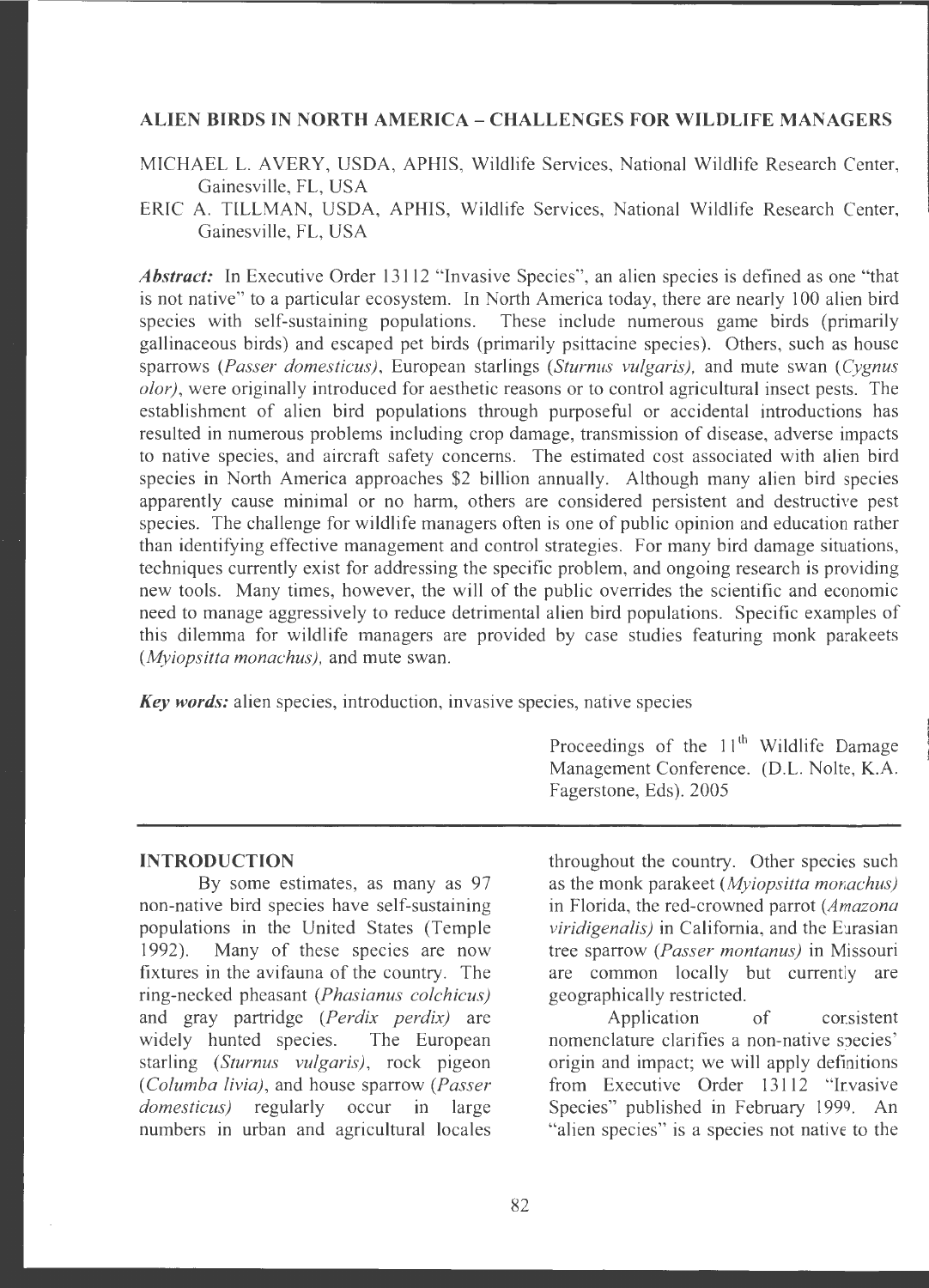# ALIEN BIRDS IN NORTH AMERICA – CHALLENGES FOR WILDLIFE MANAGERS

MICHAEL L. AVERY, USDA, APHIS, Wildlife Services, National Wildlife Research Center, Gainesville, FL, USA

ERIC A. TILLMAN, USDA, APHIS, Wildlife Services, National Wildlife Research Center, Gainesville, FL, USA

***Abstract:*** In Executive Order 13112 "Invasive Species", an alien species is defined as one "that is not native" to a particular ecosystem. In North America today, there are nearly 100 alien bird species with self-sustaining populations. These include numerous game birds (primarily gallinaceous birds) and escaped pet birds (primarily psittacine species). Others, such as house sparrows (*Passer domesticus*), European starlings (*Sturnus vulgaris*), and mute swan (*Cygnus olor*), were originally introduced for aesthetic reasons or to control agricultural insect pests. The establishment of alien bird populations through purposeful or accidental introductions has resulted in numerous problems including crop damage, transmission of disease, adverse impacts to native species, and aircraft safety concerns. The estimated cost associated with alien bird species in North America approaches \$2 billion annually. Although many alien bird species apparently cause minimal or no harm, others are considered persistent and destructive pest species. The challenge for wildlife managers often is one of public opinion and education rather than identifying effective management and control strategies. For many bird damage situations, techniques currently exist for addressing the specific problem, and ongoing research is providing new tools. Many times, however, the will of the public overrides the scientific and economic need to manage aggressively to reduce detrimental alien bird populations. Specific examples of this dilemma for wildlife managers are provided by case studies featuring monk parakeets (*Myiopsitta monachus*), and mute swan.

***Key words:*** alien species, introduction, invasive species, native species

Proceedings of the 11th Wildlife Damage Management Conference. (D.L. Nolte, K.A. Fagerstone, Eds). 2005

## INTRODUCTION

By some estimates, as many as 97 non-native bird species have self-sustaining populations in the United States (Temple 1992). Many of these species are now fixtures in the avifauna of the country. The ring-necked pheasant (*Phasianus colchicus*) and gray partridge (*Perdix perdix*) are widely hunted species. The European starling (*Sturnus vulgaris*), rock pigeon (*Columba livia*), and house sparrow (*Passer domesticus*) regularly occur in large numbers in urban and agricultural locales throughout the country. Other species such as the monk parakeet (*Myiopsitta monachus*) in Florida, the red-crowned parrot (*Amazona viridigenalis*) in California, and the Eurasian tree sparrow (*Passer montanus*) in Missouri are common locally but currently are geographically restricted.

Application of consistent nomenclature clarifies a non-native species' origin and impact; we will apply definitions from Executive Order 13112 "Invasive Species" published in February 1999. An "alien species" is a species not native to the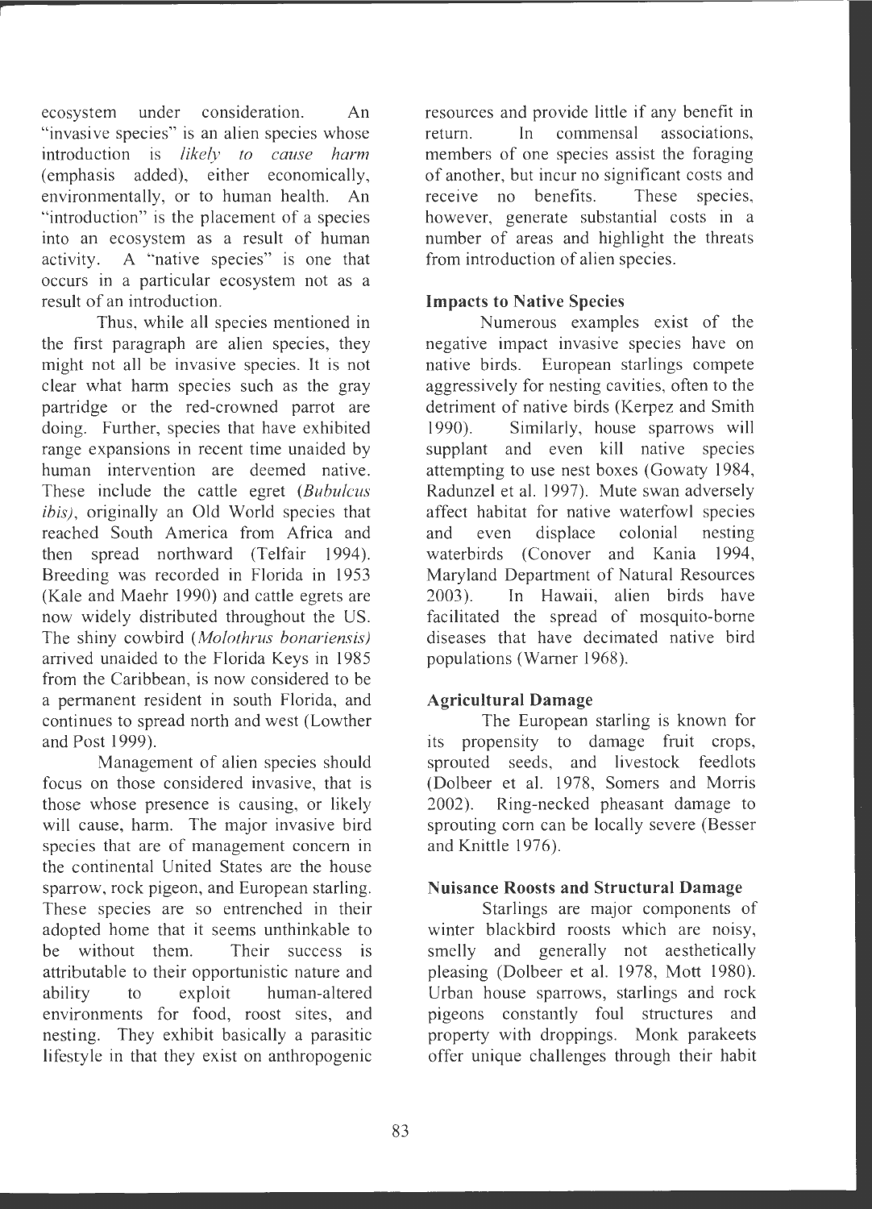ecosystem under consideration. An "invasive species" is an alien species whose introduction is *likely to cause harm* (emphasis added), either economically, environmentally, or to human health. An "introduction" is the placement of a species into an ecosystem as a result of human activity. A "native species" is one that occurs in a particular ecosystem not as a result of an introduction.

Thus, while all species mentioned in the first paragraph are alien species, they might not all be invasive species. It is not clear what harm species such as the gray partridge or the red-crowned parrot are doing. Further, species that have exhibited range expansions in recent time unaided by human intervention are deemed native. These include the cattle egret (*Bubulcus ibis)*, originally an Old World species that reached South America from Africa and then spread northward (Telfair 1994). Breeding was recorded in Florida in 1953 (Kale and Maehr 1990) and cattle egrets are now widely distributed throughout the US. The shiny cowbird (*Molothrus bonariensis)* arrived unaided to the Florida Keys in 1985 from the Caribbean, is now considered to be a permanent resident in south Florida, and continues to spread north and west (Lowther and Post 1999).

Management of alien species should focus on those considered invasive, that is those whose presence is causing, or likely will cause, harm. The major invasive bird species that are of management concern in the continental United States are the house sparrow, rock pigeon, and European starling. These species are so entrenched in their adopted home that it seems unthinkable to be without them. Their success is attributable to their opportunistic nature and ability to exploit human-altered environments for food, roost sites, and nesting. They exhibit basically a parasitic lifestyle in that they exist on anthropogenic resources and provide little if any benefit in return. In commensal associations, members of one species assist the foraging of another, but incur no significant costs and receive no benefits. These species, however, generate substantial costs in a number of areas and highlight the threats from introduction of alien species.

**Impacts to Native Species**

Numerous examples exist of the negative impact invasive species have on native birds. European starlings compete aggressively for nesting cavities, often to the detriment of native birds (Kerpez and Smith 1990). Similarly, house sparrows will supplant and even kill native species attempting to use nest boxes (Gowaty 1984, Radunzel et al. 1997). Mute swan adversely affect habitat for native waterfowl species and even displace colonial nesting waterbirds (Conover and Kania 1994, Maryland Department of Natural Resources 2003). In Hawaii, alien birds have facilitated the spread of mosquito-borne diseases that have decimated native bird populations (Warner 1968).

**Agricultural Damage**

The European starling is known for its propensity to damage fruit crops, sprouted seeds, and livestock feedlots (Dolbeer et al. 1978, Somers and Morris 2002). Ring-necked pheasant damage to sprouting corn can be locally severe (Besser and Knittle 1976).

**Nuisance Roosts and Structural Damage**

Starlings are major components of winter blackbird roosts which are noisy, smelly and generally not aesthetically pleasing (Dolbeer et al. 1978, Mott 1980). Urban house sparrows, starlings and rock pigeons constantly foul structures and property with droppings. Monk parakeets offer unique challenges through their habit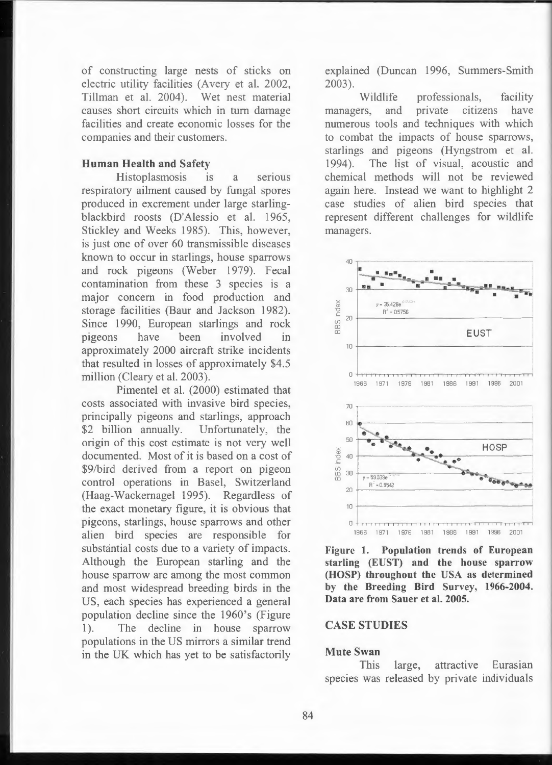of constructing large nests of sticks on electric utility facilities (Avery et al. 2002, Tillman et al. 2004). Wet nest material causes short circuits which in turn damage facilities and create economic losses for the companies and their customers.

### Human Health and Safety

Histoplasmosis is a serious respiratory ailment caused by fungal spores produced in excrement under large starling-blackbird roosts (D'Alessio et al. 1965, Stickley and Weeks 1985). This, however, is just one of over 60 transmissible diseases known to occur in starlings, house sparrows and rock pigeons (Weber 1979). Fecal contamination from these 3 species is a major concern in food production and storage facilities (Baur and Jackson 1982). Since 1990, European starlings and rock pigeons have been involved in approximately 2000 aircraft strike incidents that resulted in losses of approximately \$4.5 million (Cleary et al. 2003).

Pimentel et al. (2000) estimated that costs associated with invasive bird species, principally pigeons and starlings, approach \$2 billion annually. Unfortunately, the origin of this cost estimate is not very well documented. Most of it is based on a cost of \$9/bird derived from a report on pigeon control operations in Basel, Switzerland (Haag-Wackernagel 1995). Regardless of the exact monetary figure, it is obvious that pigeons, starlings, house sparrows and other alien bird species are responsible for substantial costs due to a variety of impacts. Although the European starling and the house sparrow are among the most common and most widespread breeding birds in the US, each species has experienced a general population decline since the 1960's (Figure 1). The decline in house sparrow populations in the US mirrors a similar trend in the UK which has yet to be satisfactorily explained (Duncan 1996, Summers-Smith 2003).

Wildlife professionals, facility managers, and private citizens have numerous tools and techniques with which to combat the impacts of house sparrows, starlings and pigeons (Hyngstrom et al. 1994). The list of visual, acoustic and chemical methods will not be reviewed again here. Instead we want to highlight 2 case studies of alien bird species that represent different challenges for wildlife managers.

**Figure 1. Population trends of European starling (EUST) and the house sparrow (HOSP) throughout the USA as determined by the Breeding Bird Survey, 1966-2004. Data are from Sauer et al. 2005.**

## CASE STUDIES

### Mute Swan

This large, attractive Eurasian species was released by private individuals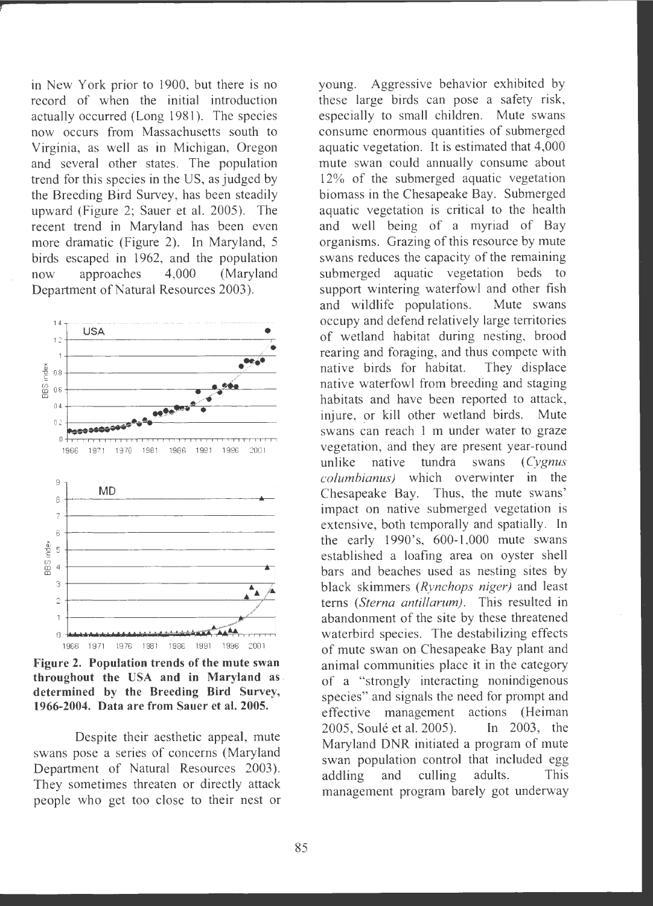in New York prior to 1900, but there is no record of when the initial introduction actually occurred (Long 1981). The species now occurs from Massachusetts south to Virginia, as well as in Michigan, Oregon and several other states. The population trend for this species in the US, as judged by the Breeding Bird Survey, has been steadily upward (Figure 2; Sauer et al. 2005). The recent trend in Maryland has been even more dramatic (Figure 2). In Maryland, 5 birds escaped in 1962, and the population now approaches 4,000 (Maryland Department of Natural Resources 2003).

**Figure 2. Population trends of the mute swan throughout the USA and in Maryland as determined by the Breeding Bird Survey, 1966-2004. Data are from Sauer et al. 2005.**

Despite their aesthetic appeal, mute swans pose a series of concerns (Maryland Department of Natural Resources 2003). They sometimes threaten or directly attack people who get too close to their nest or young. Aggressive behavior exhibited by these large birds can pose a safety risk, especially to small children. Mute swans consume enormous quantities of submerged aquatic vegetation. It is estimated that 4,000 mute swan could annually consume about 12% of the submerged aquatic vegetation biomass in the Chesapeake Bay. Submerged aquatic vegetation is critical to the health and well being of a myriad of Bay organisms. Grazing of this resource by mute swans reduces the capacity of the remaining submerged aquatic vegetation beds to support wintering waterfowl and other fish and wildlife populations. Mute swans occupy and defend relatively large territories of wetland habitat during nesting, brood rearing and foraging, and thus compete with native birds for habitat. They displace native waterfowl from breeding and staging habitats and have been reported to attack, injure, or kill other wetland birds. Mute swans can reach 1 m under water to graze vegetation, and they are present year-round unlike native tundra swans (*Cygnus columbianus*) which overwinter in the Chesapeake Bay. Thus, the mute swans' impact on native submerged vegetation is extensive, both temporally and spatially. In the early 1990's, 600-1,000 mute swans established a loafing area on oyster shell bars and beaches used as nesting sites by black skimmers (*Rynchops niger*) and least terns (*Sterna antillarum*). This resulted in abandonment of the site by these threatened waterbird species. The destabilizing effects of mute swan on Chesapeake Bay plant and animal communities place it in the category of a "strongly interacting nonindigenous species" and signals the need for prompt and effective management actions (Heiman 2005, Soulé et al. 2005). In 2003, the Maryland DNR initiated a program of mute swan population control that included egg addling and culling adults. This management program barely got underway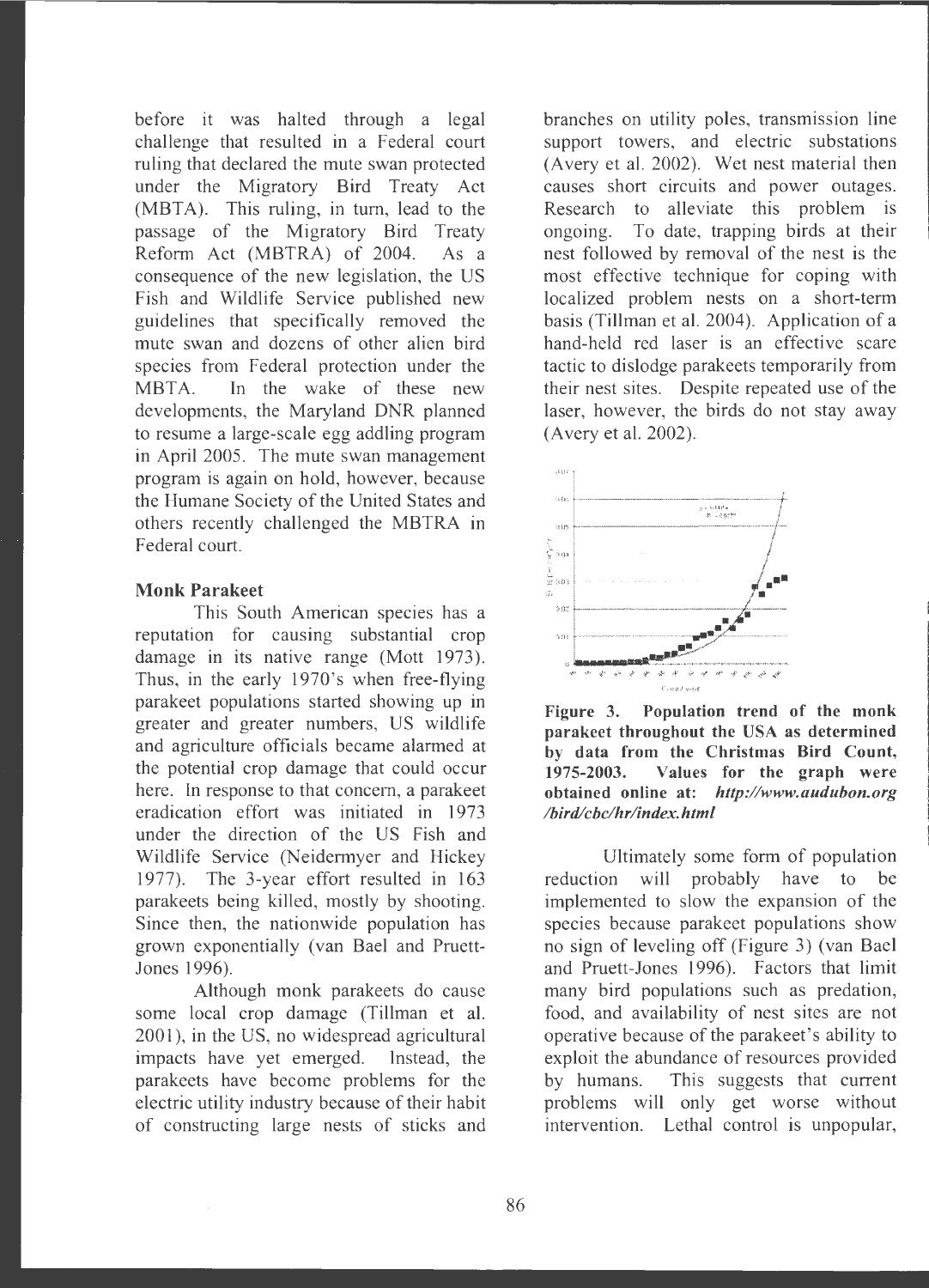before it was halted through a legal challenge that resulted in a Federal court ruling that declared the mute swan protected under the Migratory Bird Treaty Act (MBTA). This ruling, in turn, lead to the passage of the Migratory Bird Treaty Reform Act (MBTRA) of 2004. As a consequence of the new legislation, the US Fish and Wildlife Service published new guidelines that specifically removed the mute swan and dozens of other alien bird species from Federal protection under the MBTA. In the wake of these new developments, the Maryland DNR planned to resume a large-scale egg addling program in April 2005. The mute swan management program is again on hold, however, because the Humane Society of the United States and others recently challenged the MBTRA in Federal court.

### Monk Parakeet

This South American species has a reputation for causing substantial crop damage in its native range (Mott 1973). Thus, in the early 1970's when free-flying parakeet populations started showing up in greater and greater numbers, US wildlife and agriculture officials became alarmed at the potential crop damage that could occur here. In response to that concern, a parakeet eradication effort was initiated in 1973 under the direction of the US Fish and Wildlife Service (Neidermyer and Hickey 1977). The 3-year effort resulted in 163 parakeets being killed, mostly by shooting. Since then, the nationwide population has grown exponentially (van Bael and Pruett-Jones 1996).

Although monk parakeets do cause some local crop damage (Tillman et al. 2001), in the US, no widespread agricultural impacts have yet emerged. Instead, the parakeets have become problems for the electric utility industry because of their habit of constructing large nests of sticks and branches on utility poles, transmission line support towers, and electric substations (Avery et al. 2002). Wet nest material then causes short circuits and power outages. Research to alleviate this problem is ongoing. To date, trapping birds at their nest followed by removal of the nest is the most effective technique for coping with localized problem nests on a short-term basis (Tillman et al. 2004). Application of a hand-held red laser is an effective scare tactic to dislodge parakeets temporarily from their nest sites. Despite repeated use of the laser, however, the birds do not stay away (Avery et al. 2002).

**Figure 3. Population trend of the monk parakeet throughout the USA as determined by data from the Christmas Bird Count, 1975-2003. Values for the graph were obtained online at:** ***http://www.audubon.org/bird/cbc/hr/index.html***

Ultimately some form of population reduction will probably have to be implemented to slow the expansion of the species because parakeet populations show no sign of leveling off (Figure 3) (van Bael and Pruett-Jones 1996). Factors that limit many bird populations such as predation, food, and availability of nest sites are not operative because of the parakeet's ability to exploit the abundance of resources provided by humans. This suggests that current problems will only get worse without intervention. Lethal control is unpopular,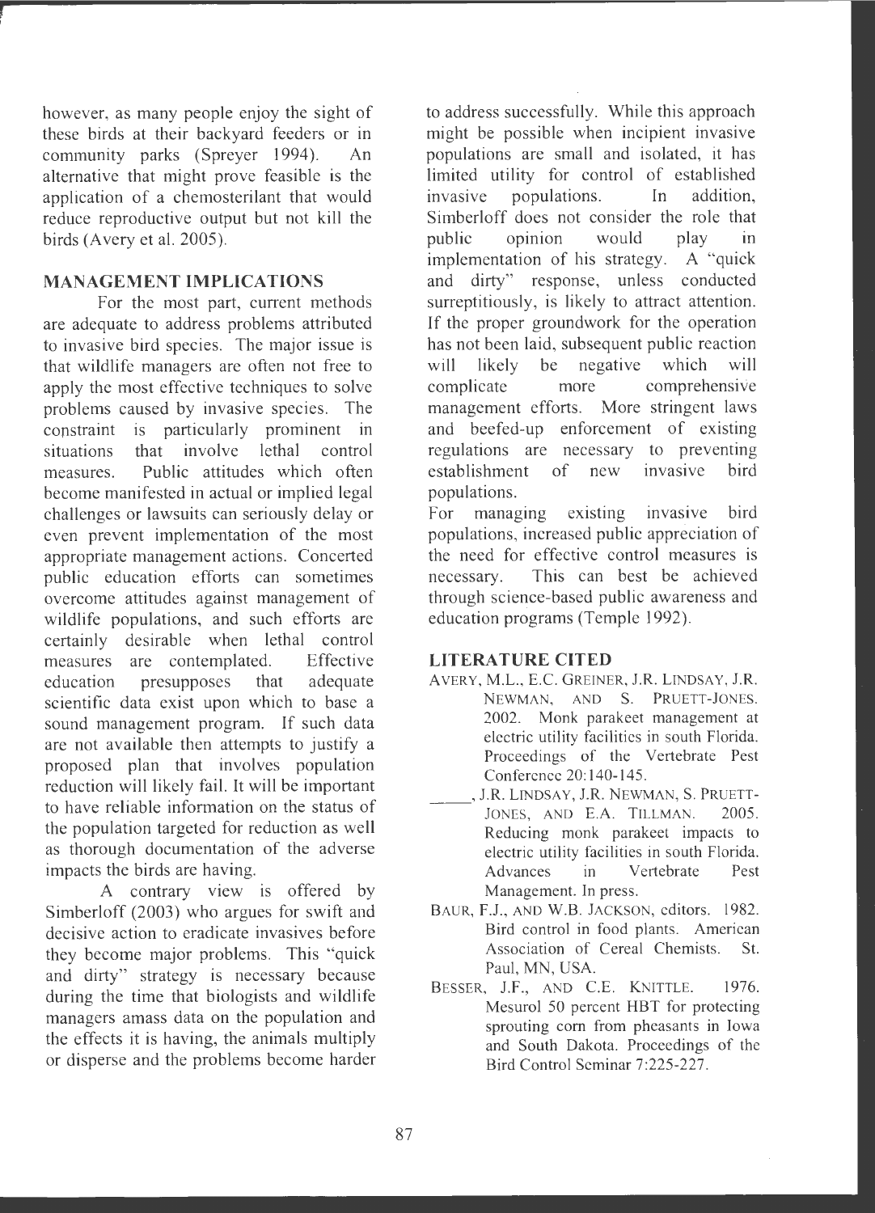however, as many people enjoy the sight of these birds at their backyard feeders or in community parks (Spreyer 1994). An alternative that might prove feasible is the application of a chemosterilant that would reduce reproductive output but not kill the birds (Avery et al. 2005).

## MANAGEMENT IMPLICATIONS

For the most part, current methods are adequate to address problems attributed to invasive bird species. The major issue is that wildlife managers are often not free to apply the most effective techniques to solve problems caused by invasive species. The constraint is particularly prominent in situations that involve lethal control measures. Public attitudes which often become manifested in actual or implied legal challenges or lawsuits can seriously delay or even prevent implementation of the most appropriate management actions. Concerted public education efforts can sometimes overcome attitudes against management of wildlife populations, and such efforts are certainly desirable when lethal control measures are contemplated. Effective education presupposes that adequate scientific data exist upon which to base a sound management program. If such data are not available then attempts to justify a proposed plan that involves population reduction will likely fail. It will be important to have reliable information on the status of the population targeted for reduction as well as thorough documentation of the adverse impacts the birds are having.

A contrary view is offered by Simberloff (2003) who argues for swift and decisive action to eradicate invasives before they become major problems. This "quick and dirty" strategy is necessary because during the time that biologists and wildlife managers amass data on the population and the effects it is having, the animals multiply or disperse and the problems become harder to address successfully. While this approach might be possible when incipient invasive populations are small and isolated, it has limited utility for control of established invasive populations. In addition, Simberloff does not consider the role that public opinion would play in implementation of his strategy. A "quick and dirty" response, unless conducted surreptitiously, is likely to attract attention. If the proper groundwork for the operation has not been laid, subsequent public reaction will likely be negative which will complicate more comprehensive management efforts. More stringent laws and beefed-up enforcement of existing regulations are necessary to preventing establishment of new invasive bird populations.

For managing existing invasive bird populations, increased public appreciation of the need for effective control measures is necessary. This can best be achieved through science-based public awareness and education programs (Temple 1992).

## LITERATURE CITED

AVERY, M.L., E.C. GREINER, J.R. LINDSAY, J.R. NEWMAN, AND S. PRUETT-JONES. 2002. Monk parakeet management at electric utility facilities in south Florida. Proceedings of the Vertebrate Pest Conference 20:140-145.

_____, J.R. LINDSAY, J.R. NEWMAN, S. PRUETT-JONES, AND E.A. TILLMAN. 2005. Reducing monk parakeet impacts to electric utility facilities in south Florida. Advances in Vertebrate Pest Management. In press.

BAUR, F.J., AND W.B. JACKSON, editors. 1982. Bird control in food plants. American Association of Cereal Chemists. St. Paul, MN, USA.

BESSER, J.F., AND C.E. KNITTLE. 1976. Mesurol 50 percent HBT for protecting sprouting corn from pheasants in Iowa and South Dakota. Proceedings of the Bird Control Seminar 7:225-227.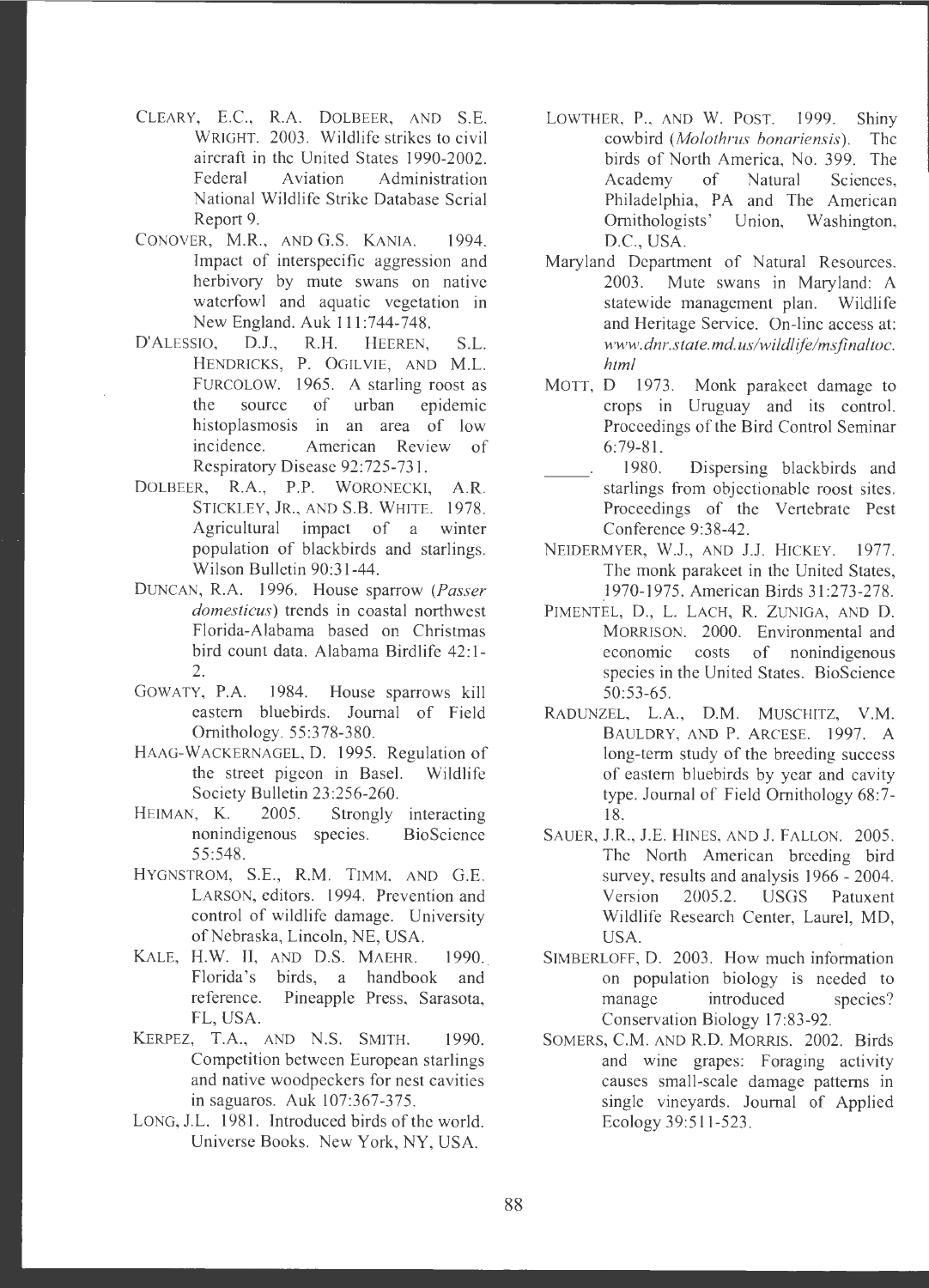CLEARY, E.C., R.A. DOLBEER, AND S.E. WRIGHT. 2003. Wildlife strikes to civil aircraft in the United States 1990-2002. Federal Aviation Administration National Wildlife Strike Database Serial Report 9.

CONOVER, M.R., AND G.S. KANIA. 1994. Impact of interspecific aggression and herbivory by mute swans on native waterfowl and aquatic vegetation in New England. Auk 111:744-748.

D'ALESSIO, D.J., R.H. HEEREN, S.L. HENDRICKS, P. OGILVIE, AND M.L. FURCOLOW. 1965. A starling roost as the source of urban epidemic histoplasmosis in an area of low incidence. American Review of Respiratory Disease 92:725-731.

DOLBEER, R.A., P.P. WORONECKI, A.R. STICKLEY, JR., AND S.B. WHITE. 1978. Agricultural impact of a winter population of blackbirds and starlings. Wilson Bulletin 90:31-44.

DUNCAN, R.A. 1996. House sparrow (*Passer domesticus*) trends in coastal northwest Florida-Alabama based on Christmas bird count data. Alabama Birdlife 42:1-2.

GOWATY, P.A. 1984. House sparrows kill eastern bluebirds. Journal of Field Ornithology. 55:378-380.

HAAG-WACKERNAGEL, D. 1995. Regulation of the street pigeon in Basel. Wildlife Society Bulletin 23:256-260.

HEIMAN, K. 2005. Strongly interacting nonindigenous species. BioScience 55:548.

HYGNSTROM, S.E., R.M. TIMM, AND G.E. LARSON, editors. 1994. Prevention and control of wildlife damage. University of Nebraska, Lincoln, NE, USA.

KALE, H.W. II, AND D.S. MAEHR. 1990. Florida's birds, a handbook and reference. Pineapple Press, Sarasota, FL, USA.

KERPEZ, T.A., AND N.S. SMITH. 1990. Competition between European starlings and native woodpeckers for nest cavities in saguaros. Auk 107:367-375.

LONG, J.L. 1981. Introduced birds of the world. Universe Books. New York, NY, USA.

LOWTHER, P., AND W. POST. 1999. Shiny cowbird (*Molothrus bonariensis*). The birds of North America, No. 399. The Academy of Natural Sciences, Philadelphia, PA and The American Ornithologists' Union, Washington, D.C., USA.

Maryland Department of Natural Resources. 2003. Mute swans in Maryland: A statewide management plan. Wildlife and Heritage Service. On-line access at: *www.dnr.state.md.us/wildlife/msfinaltoc.html*

MOTT, D 1973. Monk parakeet damage to crops in Uruguay and its control. Proceedings of the Bird Control Seminar 6:79-81.

_____. 1980. Dispersing blackbirds and starlings from objectionable roost sites. Proceedings of the Vertebrate Pest Conference 9:38-42.

NEIDERMYER, W.J., AND J.J. HICKEY. 1977. The monk parakeet in the United States, 1970-1975. American Birds 31:273-278.

PIMENTEL, D., L. LACH, R. ZUNIGA, AND D. MORRISON. 2000. Environmental and economic costs of nonindigenous species in the United States. BioScience 50:53-65.

RADUNZEL, L.A., D.M. MUSCHITZ, V.M. BAULDRY, AND P. ARCESE. 1997. A long-term study of the breeding success of eastern bluebirds by year and cavity type. Journal of Field Ornithology 68:7-18.

SAUER, J.R., J.E. HINES, AND J. FALLON. 2005. The North American breeding bird survey, results and analysis 1966 - 2004. Version 2005.2. USGS Patuxent Wildlife Research Center, Laurel, MD, USA.

SIMBERLOFF, D. 2003. How much information on population biology is needed to manage introduced species? Conservation Biology 17:83-92.

SOMERS, C.M. AND R.D. MORRIS. 2002. Birds and wine grapes: Foraging activity causes small-scale damage patterns in single vineyards. Journal of Applied Ecology 39:511-523.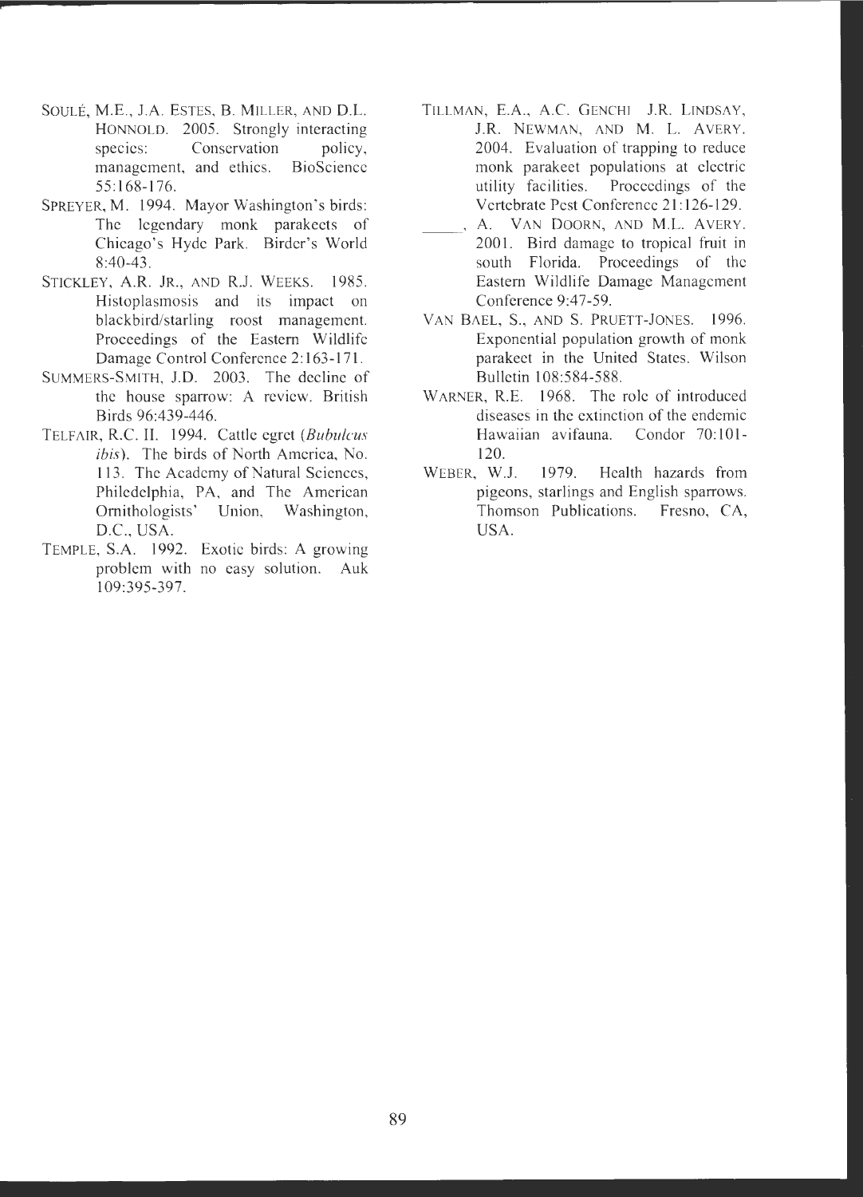SOULÉ, M.E., J.A. ESTES, B. MILLER, AND D.L. HONNOLD. 2005. Strongly interacting species: Conservation policy, management, and ethics. BioScience 55:168-176.

SPREYER, M. 1994. Mayor Washington's birds: The legendary monk parakeets of Chicago's Hyde Park. Birder's World 8:40-43.

STICKLEY, A.R. JR., AND R.J. WEEKS. 1985. Histoplasmosis and its impact on blackbird/starling roost management. Proceedings of the Eastern Wildlife Damage Control Conference 2:163-171.

SUMMERS-SMITH, J.D. 2003. The decline of the house sparrow: A review. British Birds 96:439-446.

TELFAIR, R.C. II. 1994. Cattle egret (*Bubulcus ibis*). The birds of North America, No. 113. The Academy of Natural Sciences, Philedelphia, PA, and The American Ornithologists' Union, Washington, D.C., USA.

TEMPLE, S.A. 1992. Exotic birds: A growing problem with no easy solution. Auk 109:395-397.

TILLMAN, E.A., A.C. GENCHI J.R. LINDSAY, J.R. NEWMAN, AND M. L. AVERY. 2004. Evaluation of trapping to reduce monk parakeet populations at electric utility facilities. Proceedings of the Vertebrate Pest Conference 21:126-129.

_____, A. VAN DOORN, AND M.L. AVERY. 2001. Bird damage to tropical fruit in south Florida. Proceedings of the Eastern Wildlife Damage Management Conference 9:47-59.

VAN BAEL, S., AND S. PRUETT-JONES. 1996. Exponential population growth of monk parakeet in the United States. Wilson Bulletin 108:584-588.

WARNER, R.E. 1968. The role of introduced diseases in the extinction of the endemic Hawaiian avifauna. Condor 70:101-120.

WEBER, W.J. 1979. Health hazards from pigeons, starlings and English sparrows. Thomson Publications. Fresno, CA, USA.